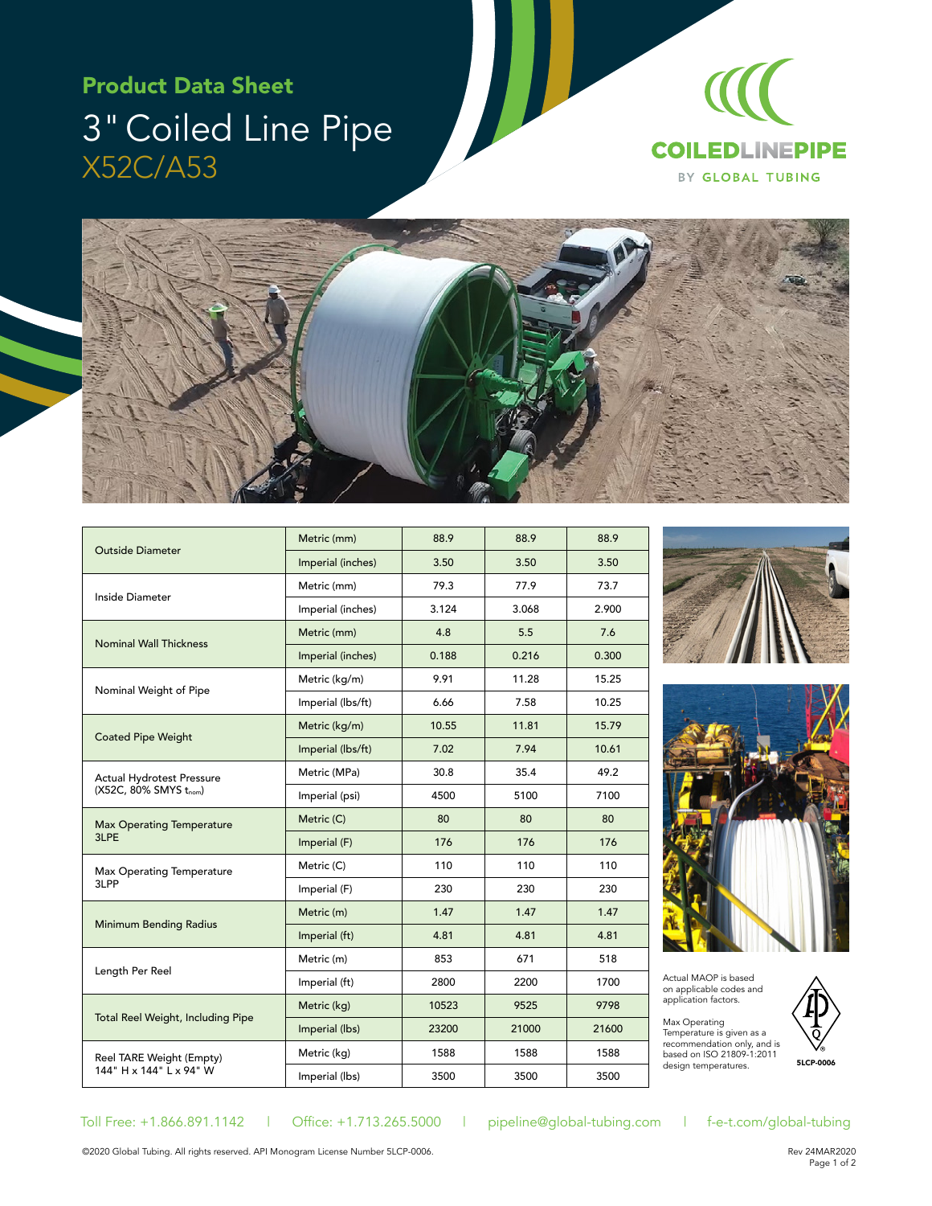## Product Data Sheet

# 3" Coiled Line Pipe

X52C/A53

COILEDLINEPIPE BY GLOBAL TUBING

| Property | Unit | | | |
|---|---|---|---|---|
| Outside Diameter | Metric (mm) | 88.9 | 88.9 | 88.9 |
| | Imperial (inches) | 3.50 | 3.50 | 3.50 |
| Inside Diameter | Metric (mm) | 79.3 | 77.9 | 73.7 |
| | Imperial (inches) | 3.124 | 3.068 | 2.900 |
| Nominal Wall Thickness | Metric (mm) | 4.8 | 5.5 | 7.6 |
| | Imperial (inches) | 0.188 | 0.216 | 0.300 |
| Nominal Weight of Pipe | Metric (kg/m) | 9.91 | 11.28 | 15.25 |
| | Imperial (lbs/ft) | 6.66 | 7.58 | 10.25 |
| Coated Pipe Weight | Metric (kg/m) | 10.55 | 11.81 | 15.79 |
| | Imperial (lbs/ft) | 7.02 | 7.94 | 10.61 |
| Actual Hydrotest Pressure (X52C, 80% SMYS $t_{nom}$) | Metric (MPa) | 30.8 | 35.4 | 49.2 |
| | Imperial (psi) | 4500 | 5100 | 7100 |
| Max Operating Temperature 3LPE | Metric (C) | 80 | 80 | 80 |
| | Imperial (F) | 176 | 176 | 176 |
| Max Operating Temperature 3LPP | Metric (C) | 110 | 110 | 110 |
| | Imperial (F) | 230 | 230 | 230 |
| Minimum Bending Radius | Metric (m) | 1.47 | 1.47 | 1.47 |
| | Imperial (ft) | 4.81 | 4.81 | 4.81 |
| Length Per Reel | Metric (m) | 853 | 671 | 518 |
| | Imperial (ft) | 2800 | 2200 | 1700 |
| Total Reel Weight, Including Pipe | Metric (kg) | 10523 | 9525 | 9798 |
| | Imperial (lbs) | 23200 | 21000 | 21600 |
| Reel TARE Weight (Empty) 144" H x 144" L x 94" W | Metric (kg) | 1588 | 1588 | 1588 |
| | Imperial (lbs) | 3500 | 3500 | 3500 |

Actual MAOP is based on applicable codes and application factors.

Max Operating Temperature is given as a recommendation only, and is based on ISO 21809-1:2011 design temperatures.

5LCP-0006

Toll Free: +1.866.891.1142 | Office: +1.713.265.5000 | pipeline@global-tubing.com | f-e-t.com/global-tubing

©2020 Global Tubing. All rights reserved. API Monogram License Number 5LCP-0006.

Rev 24MAR2020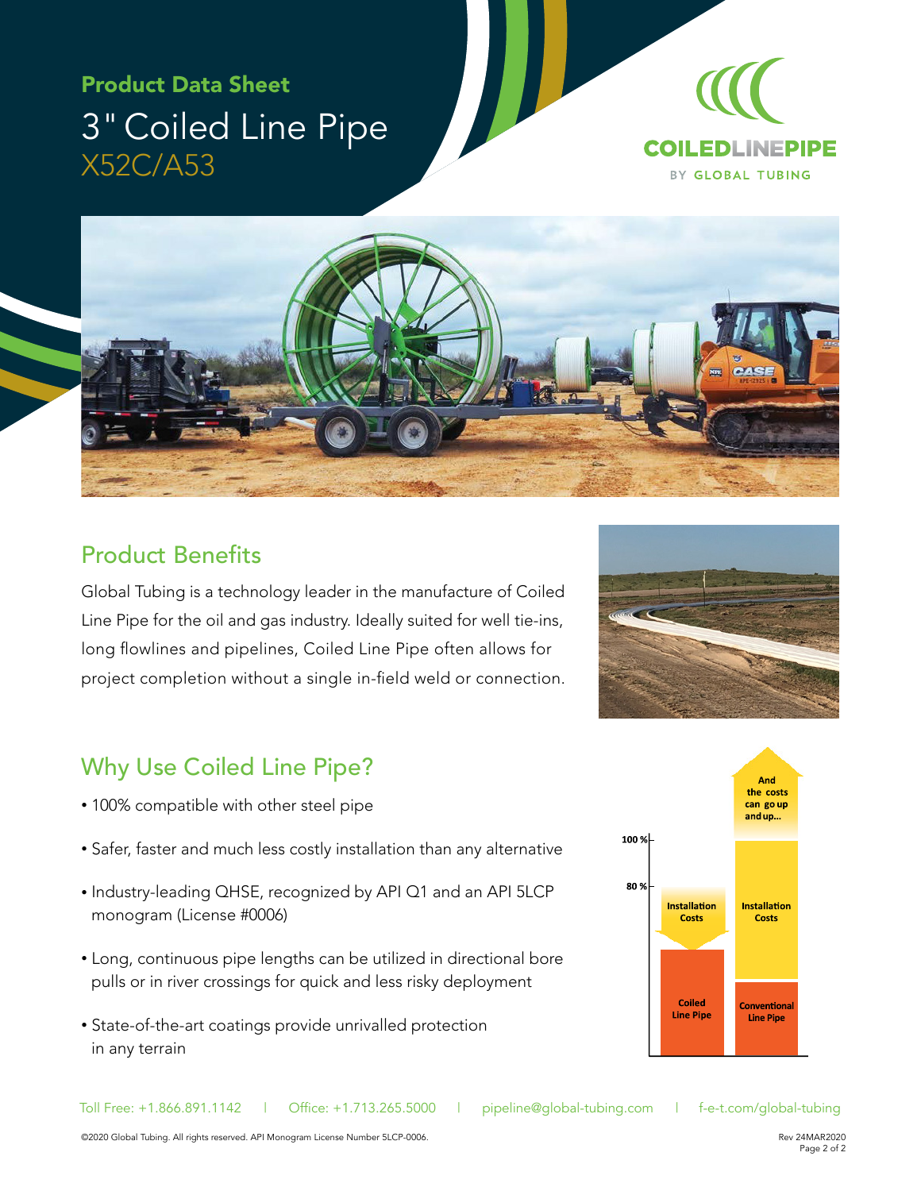**Product Data Sheet**

# 3" Coiled Line Pipe

X52C/A53

COILEDLINEPIPE
BY GLOBAL TUBING

## Product Benefits

Global Tubing is a technology leader in the manufacture of Coiled Line Pipe for the oil and gas industry. Ideally suited for well tie-ins, long flowlines and pipelines, Coiled Line Pipe often allows for project completion without a single in-field weld or connection.

## Why Use Coiled Line Pipe?

- 100% compatible with other steel pipe
- Safer, faster and much less costly installation than any alternative
- Industry-leading QHSE, recognized by API Q1 and an API 5LCP monogram (License #0006)
- Long, continuous pipe lengths can be utilized in directional bore pulls or in river crossings for quick and less risky deployment
- State-of-the-art coatings provide unrivalled protection in any terrain

100 %
80 %
Installation Costs
Coiled Line Pipe
And the costs can go up and up...
Installation Costs
Conventional Line Pipe

Toll Free: +1.866.891.1142 | Office: +1.713.265.5000 | pipeline@global-tubing.com | f-e-t.com/global-tubing

©2020 Global Tubing. All rights reserved. API Monogram License Number 5LCP-0006.

Rev 24MAR2020